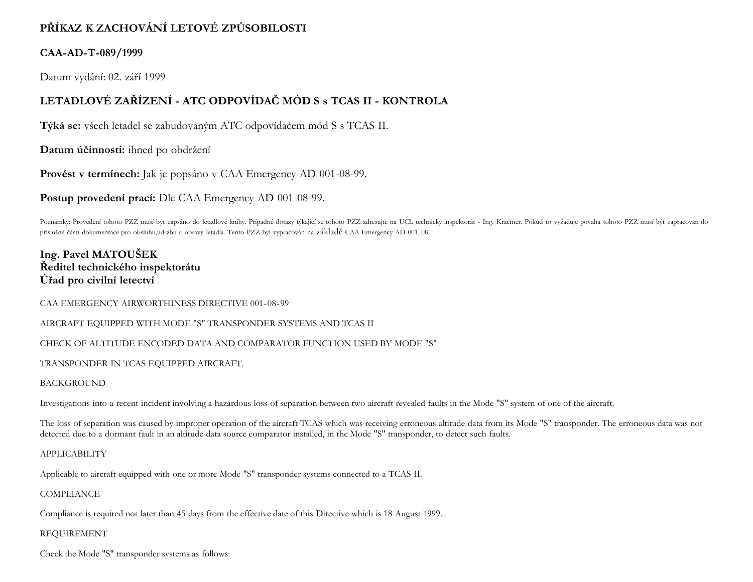**PŘÍKAZ K ZACHOVÁNÍ LETOVÉ ZPŮSOBILOSTI**

**CAA-AD-T-089/1999**

Datum vydání: 02. září 1999

**LETADLOVÉ ZAŘÍZENÍ - ATC ODPOVÍDAČ MÓD S s TCAS II - KONTROLA**

**Týká se:** všech letadel se zabudovaným ATC odpovídačem mód S s TCAS II.

**Datum účinnosti:** ihned po obdržení

**Provést v termínech:** Jak je popsáno v CAA Emergency AD 001-08-99.

**Postup provedení prací:** Dle CAA Emergency AD 001-08-99.

Poznámky: Provedení tohoto PZZ musí být zapsáno do letadlové knihy. Případné dotazy týkající se tohoto PZZ adresujte na ÚCL technický inspektorát - Ing. Kračmer. Pokud to vyžaduje povaha tohoto PZZ musí být zapracován do příslušné části dokumentace pro obsluhu,údržbu a opravy letadla. Tento PZZ byl vypracován na základě CAA Emergency AD 001-08.

**Ing. Pavel MATOUŠEK**
**Ředitel technického inspektorátu**
**Úřad pro civilní letectví**

CAA EMERGENCY AIRWORTHINESS DIRECTIVE 001-08-99

AIRCRAFT EQUIPPED WITH MODE "S" TRANSPONDER SYSTEMS AND TCAS II

CHECK OF ALTITUDE ENCODED DATA AND COMPARATOR FUNCTION USED BY MODE "S"

TRANSPONDER IN TCAS EQUIPPED AIRCRAFT.

BACKGROUND

Investigations into a recent incident involving a hazardous loss of separation between two aircraft revealed faults in the Mode "S" system of one of the aircraft.

The loss of separation was caused by improper operation of the aircraft TCAS which was receiving erroneous altitude data from its Mode "S" transponder. The erroneous data was not detected due to a dormant fault in an altitude data source comparator installed, in the Mode "S" transponder, to detect such faults.

APPLICABILITY

Applicable to aircraft equipped with one or more Mode "S" transponder systems connected to a TCAS II.

COMPLIANCE

Compliance is required not later than 45 days from the effective date of this Directive which is 18 August 1999.

REQUIREMENT

Check the Mode "S" transponder systems as follows: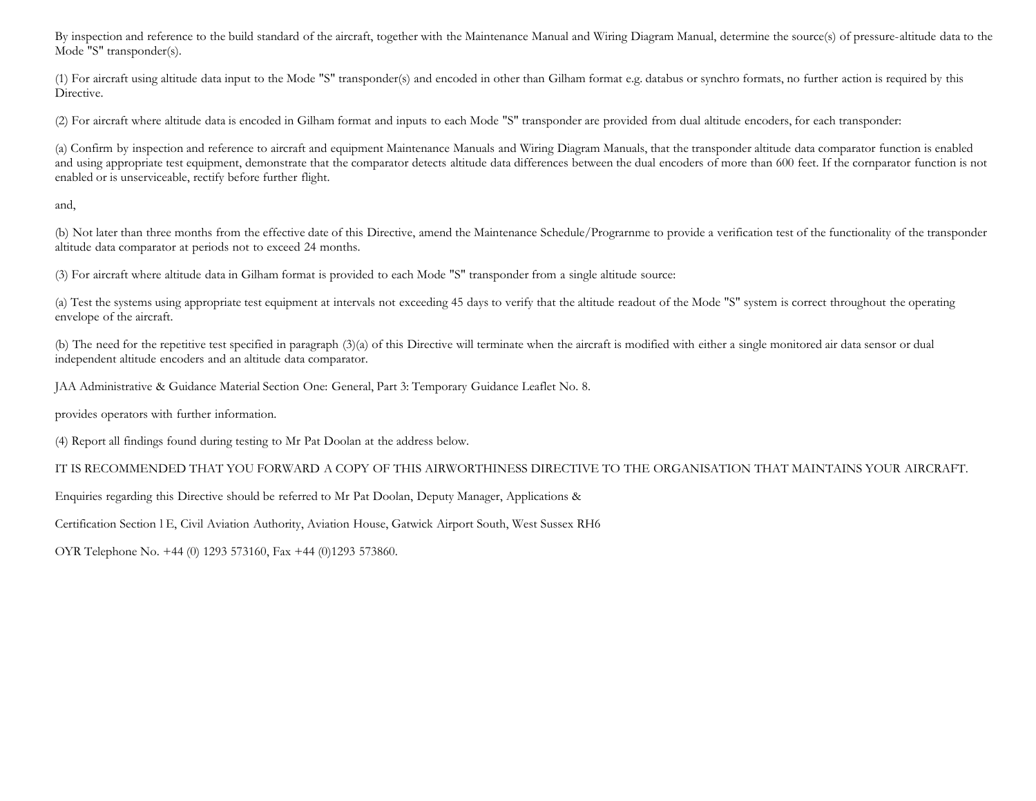By inspection and reference to the build standard of the aircraft, together with the Maintenance Manual and Wiring Diagram Manual, determine the source(s) of pressure-altitude data to the Mode "S" transponder(s).

(1) For aircraft using altitude data input to the Mode "S" transponder(s) and encoded in other than Gilham format e.g. databus or synchro formats, no further action is required by this Directive.

(2) For aircraft where altitude data is encoded in Gilham format and inputs to each Mode "S" transponder are provided from dual altitude encoders, for each transponder:

(a) Confirm by inspection and reference to aircraft and equipment Maintenance Manuals and Wiring Diagram Manuals, that the transponder altitude data comparator function is enabled and using appropriate test equipment, demonstrate that the comparator detects altitude data differences between the dual encoders of more than 600 feet. If the cornparator function is not enabled or is unserviceable, rectify before further flight.

and,

(b) Not later than three months from the effective date of this Directive, amend the Maintenance Schedule/Prograrnme to provide a verification test of the functionality of the transponder altitude data comparator at periods not to exceed 24 months.

(3) For aircraft where altitude data in Gilham format is provided to each Mode "S" transponder from a single altitude source:

(a) Test the systems using appropriate test equipment at intervals not exceeding 45 days to verify that the altitude readout of the Mode "S" system is correct throughout the operating envelope of the aircraft.

(b) The need for the repetitive test specified in paragraph (3)(a) of this Directive will terminate when the aircraft is modified with either a single monitored air data sensor or dual independent altitude encoders and an altitude data comparator.

JAA Administrative & Guidance Material Section One: General, Part 3: Temporary Guidance Leaflet No. 8.

provides operators with further information.

(4) Report all findings found during testing to Mr Pat Doolan at the address below.

IT IS RECOMMENDED THAT YOU FORWARD A COPY OF THIS AIRWORTHINESS DIRECTIVE TO THE ORGANISATION THAT MAINTAINS YOUR AIRCRAFT.

Enquiries regarding this Directive should be referred to Mr Pat Doolan, Deputy Manager, Applications &

Certification Section l E, Civil Aviation Authority, Aviation House, Gatwick Airport South, West Sussex RH6

OYR Telephone No. +44 (0) 1293 573160, Fax +44 (0)1293 573860.